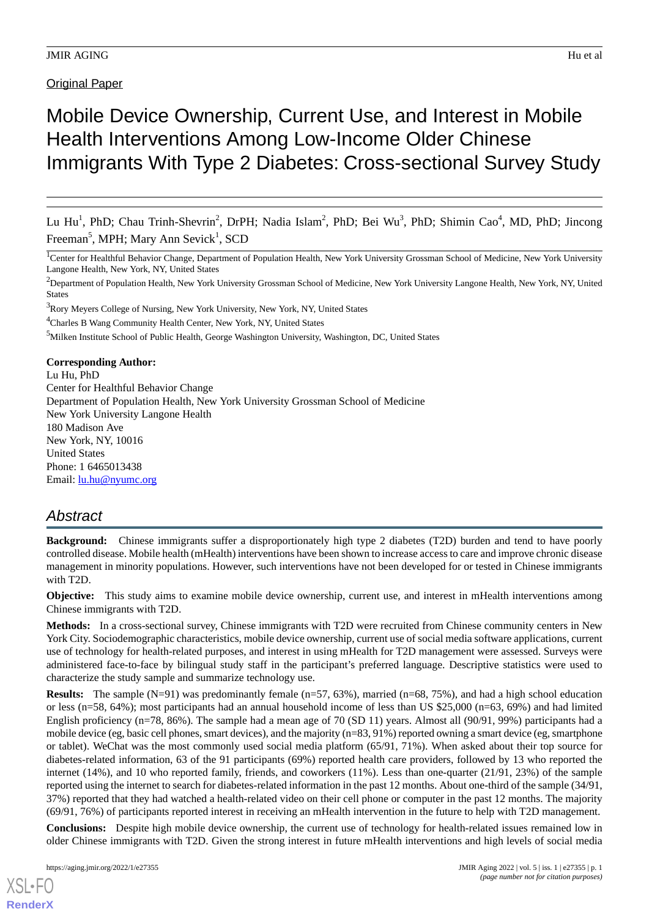Original Paper

# Mobile Device Ownership, Current Use, and Interest in Mobile Health Interventions Among Low-Income Older Chinese Immigrants With Type 2 Diabetes: Cross-sectional Survey Study

Lu Hu[1], PhD; Chau Trinh-Shevrin[2], DrPH; Nadia Islam[2], PhD; Bei Wu[3], PhD; Shimin Cao[4], MD, PhD; Jincong Freeman[5], MPH; Mary Ann Sevick[1], SCD

[1]Center for Healthful Behavior Change, Department of Population Health, New York University Grossman School of Medicine, New York University Langone Health, New York, NY, United States

[2]Department of Population Health, New York University Grossman School of Medicine, New York University Langone Health, New York, NY, United States

[3]Rory Meyers College of Nursing, New York University, New York, NY, United States

[4]Charles B Wang Community Health Center, New York, NY, United States

[5]Milken Institute School of Public Health, George Washington University, Washington, DC, United States

**Corresponding Author:**
Lu Hu, PhD
Center for Healthful Behavior Change
Department of Population Health, New York University Grossman School of Medicine
New York University Langone Health
180 Madison Ave
New York, NY, 10016
United States
Phone: 1 6465013438
Email: lu.hu@nyumc.org

## Abstract

**Background:** Chinese immigrants suffer a disproportionately high type 2 diabetes (T2D) burden and tend to have poorly controlled disease. Mobile health (mHealth) interventions have been shown to increase access to care and improve chronic disease management in minority populations. However, such interventions have not been developed for or tested in Chinese immigrants with T2D.

**Objective:** This study aims to examine mobile device ownership, current use, and interest in mHealth interventions among Chinese immigrants with T2D.

**Methods:** In a cross-sectional survey, Chinese immigrants with T2D were recruited from Chinese community centers in New York City. Sociodemographic characteristics, mobile device ownership, current use of social media software applications, current use of technology for health-related purposes, and interest in using mHealth for T2D management were assessed. Surveys were administered face-to-face by bilingual study staff in the participant's preferred language. Descriptive statistics were used to characterize the study sample and summarize technology use.

**Results:** The sample (N=91) was predominantly female (n=57, 63%), married (n=68, 75%), and had a high school education or less (n=58, 64%); most participants had an annual household income of less than US $25,000 (n=63, 69%) and had limited English proficiency (n=78, 86%). The sample had a mean age of 70 (SD 11) years. Almost all (90/91, 99%) participants had a mobile device (eg, basic cell phones, smart devices), and the majority (n=83, 91%) reported owning a smart device (eg, smartphone or tablet). WeChat was the most commonly used social media platform (65/91, 71%). When asked about their top source for diabetes-related information, 63 of the 91 participants (69%) reported health care providers, followed by 13 who reported the internet (14%), and 10 who reported family, friends, and coworkers (11%). Less than one-quarter (21/91, 23%) of the sample reported using the internet to search for diabetes-related information in the past 12 months. About one-third of the sample (34/91, 37%) reported that they had watched a health-related video on their cell phone or computer in the past 12 months. The majority (69/91, 76%) of participants reported interest in receiving an mHealth intervention in the future to help with T2D management.

**Conclusions:** Despite high mobile device ownership, the current use of technology for health-related issues remained low in older Chinese immigrants with T2D. Given the strong interest in future mHealth interventions and high levels of social media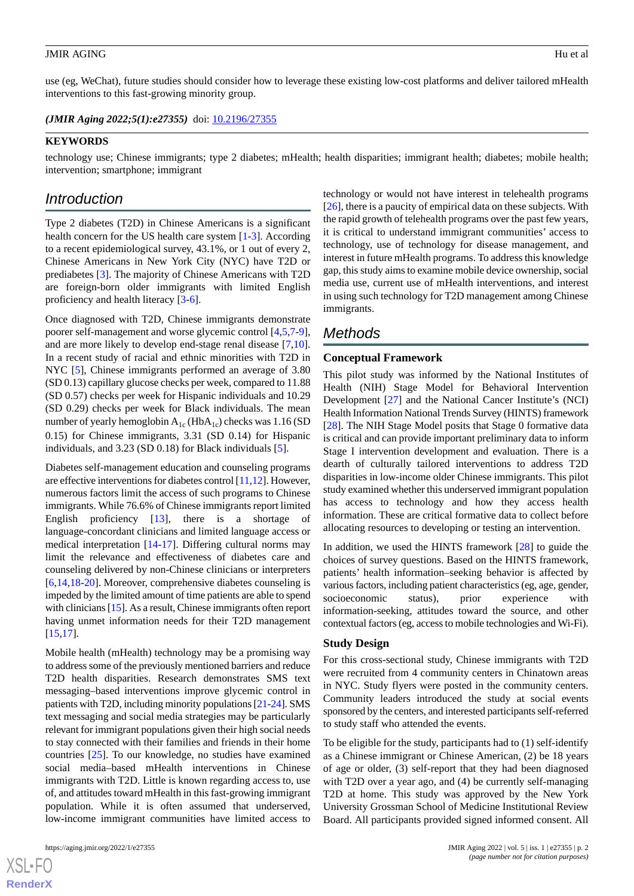use (eg, WeChat), future studies should consider how to leverage these existing low-cost platforms and deliver tailored mHealth interventions to this fast-growing minority group.

***(JMIR Aging 2022;5(1):e27355)*** doi: 10.2196/27355

**KEYWORDS**

technology use; Chinese immigrants; type 2 diabetes; mHealth; health disparities; immigrant health; diabetes; mobile health; intervention; smartphone; immigrant

## Introduction

Type 2 diabetes (T2D) in Chinese Americans is a significant health concern for the US health care system [1-3]. According to a recent epidemiological survey, 43.1%, or 1 out of every 2, Chinese Americans in New York City (NYC) have T2D or prediabetes [3]. The majority of Chinese Americans with T2D are foreign-born older immigrants with limited English proficiency and health literacy [3-6].

Once diagnosed with T2D, Chinese immigrants demonstrate poorer self-management and worse glycemic control [4,5,7-9], and are more likely to develop end-stage renal disease [7,10]. In a recent study of racial and ethnic minorities with T2D in NYC [5], Chinese immigrants performed an average of 3.80 (SD 0.13) capillary glucose checks per week, compared to 11.88 (SD 0.57) checks per week for Hispanic individuals and 10.29 (SD 0.29) checks per week for Black individuals. The mean number of yearly hemoglobin $A_{1c}$ ($HbA_{1c}$) checks was 1.16 (SD 0.15) for Chinese immigrants, 3.31 (SD 0.14) for Hispanic individuals, and 3.23 (SD 0.18) for Black individuals [5].

Diabetes self-management education and counseling programs are effective interventions for diabetes control [11,12]. However, numerous factors limit the access of such programs to Chinese immigrants. While 76.6% of Chinese immigrants report limited English proficiency [13], there is a shortage of language-concordant clinicians and limited language access or medical interpretation [14-17]. Differing cultural norms may limit the relevance and effectiveness of diabetes care and counseling delivered by non-Chinese clinicians or interpreters [6,14,18-20]. Moreover, comprehensive diabetes counseling is impeded by the limited amount of time patients are able to spend with clinicians [15]. As a result, Chinese immigrants often report having unmet information needs for their T2D management [15,17].

Mobile health (mHealth) technology may be a promising way to address some of the previously mentioned barriers and reduce T2D health disparities. Research demonstrates SMS text messaging–based interventions improve glycemic control in patients with T2D, including minority populations [21-24]. SMS text messaging and social media strategies may be particularly relevant for immigrant populations given their high social needs to stay connected with their families and friends in their home countries [25]. To our knowledge, no studies have examined social media–based mHealth interventions in Chinese immigrants with T2D. Little is known regarding access to, use of, and attitudes toward mHealth in this fast-growing immigrant population. While it is often assumed that underserved, low-income immigrant communities have limited access to technology or would not have interest in telehealth programs [26], there is a paucity of empirical data on these subjects. With the rapid growth of telehealth programs over the past few years, it is critical to understand immigrant communities' access to technology, use of technology for disease management, and interest in future mHealth programs. To address this knowledge gap, this study aims to examine mobile device ownership, social media use, current use of mHealth interventions, and interest in using such technology for T2D management among Chinese immigrants.

## Methods

### Conceptual Framework

This pilot study was informed by the National Institutes of Health (NIH) Stage Model for Behavioral Intervention Development [27] and the National Cancer Institute's (NCI) Health Information National Trends Survey (HINTS) framework [28]. The NIH Stage Model posits that Stage 0 formative data is critical and can provide important preliminary data to inform Stage I intervention development and evaluation. There is a dearth of culturally tailored interventions to address T2D disparities in low-income older Chinese immigrants. This pilot study examined whether this underserved immigrant population has access to technology and how they access health information. These are critical formative data to collect before allocating resources to developing or testing an intervention.

In addition, we used the HINTS framework [28] to guide the choices of survey questions. Based on the HINTS framework, patients' health information–seeking behavior is affected by various factors, including patient characteristics (eg, age, gender, socioeconomic status), prior experience with information-seeking, attitudes toward the source, and other contextual factors (eg, access to mobile technologies and Wi-Fi).

### Study Design

For this cross-sectional study, Chinese immigrants with T2D were recruited from 4 community centers in Chinatown areas in NYC. Study flyers were posted in the community centers. Community leaders introduced the study at social events sponsored by the centers, and interested participants self-referred to study staff who attended the events.

To be eligible for the study, participants had to (1) self-identify as a Chinese immigrant or Chinese American, (2) be 18 years of age or older, (3) self-report that they had been diagnosed with T2D over a year ago, and (4) be currently self-managing T2D at home. This study was approved by the New York University Grossman School of Medicine Institutional Review Board. All participants provided signed informed consent. All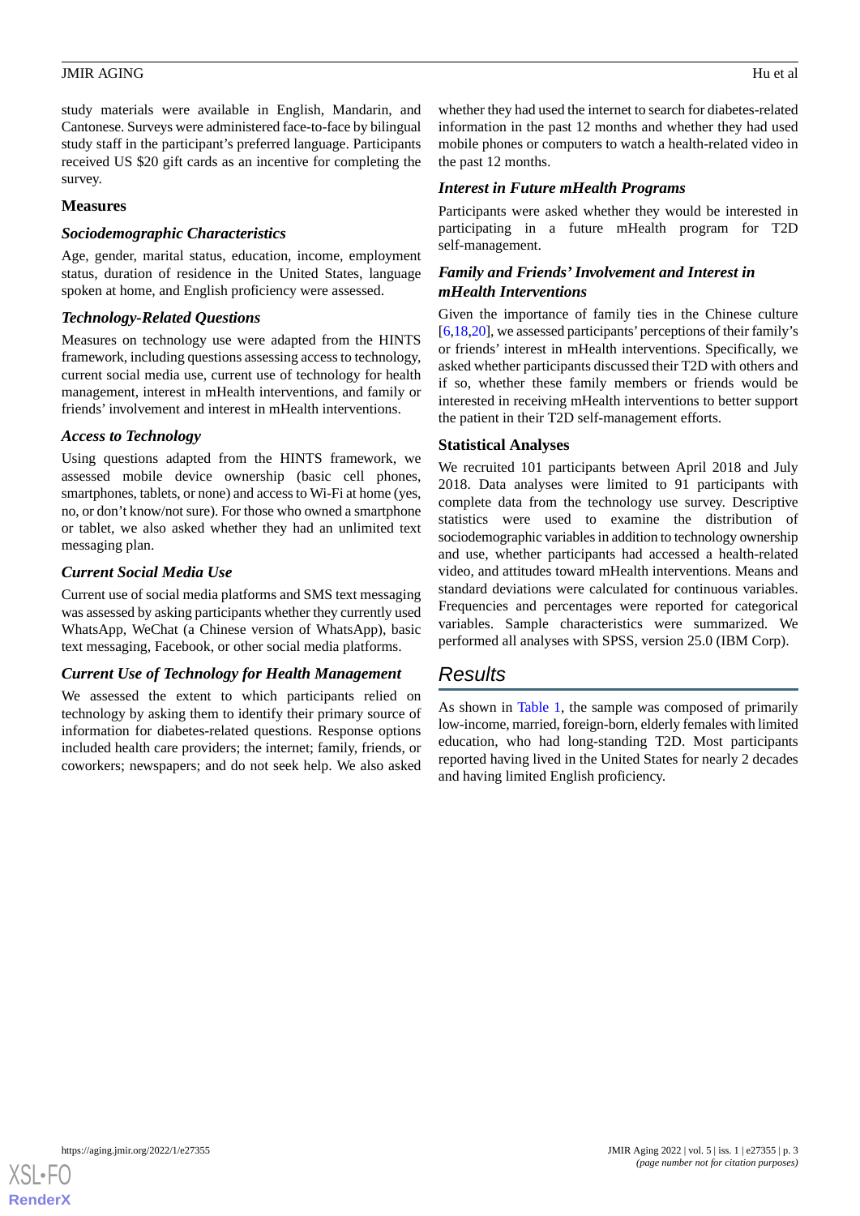study materials were available in English, Mandarin, and Cantonese. Surveys were administered face-to-face by bilingual study staff in the participant's preferred language. Participants received US $20 gift cards as an incentive for completing the survey.

### Measures

#### *Sociodemographic Characteristics*

Age, gender, marital status, education, income, employment status, duration of residence in the United States, language spoken at home, and English proficiency were assessed.

#### *Technology-Related Questions*

Measures on technology use were adapted from the HINTS framework, including questions assessing access to technology, current social media use, current use of technology for health management, interest in mHealth interventions, and family or friends' involvement and interest in mHealth interventions.

#### *Access to Technology*

Using questions adapted from the HINTS framework, we assessed mobile device ownership (basic cell phones, smartphones, tablets, or none) and access to Wi-Fi at home (yes, no, or don't know/not sure). For those who owned a smartphone or tablet, we also asked whether they had an unlimited text messaging plan.

#### *Current Social Media Use*

Current use of social media platforms and SMS text messaging was assessed by asking participants whether they currently used WhatsApp, WeChat (a Chinese version of WhatsApp), basic text messaging, Facebook, or other social media platforms.

#### *Current Use of Technology for Health Management*

We assessed the extent to which participants relied on technology by asking them to identify their primary source of information for diabetes-related questions. Response options included health care providers; the internet; family, friends, or coworkers; newspapers; and do not seek help. We also asked whether they had used the internet to search for diabetes-related information in the past 12 months and whether they had used mobile phones or computers to watch a health-related video in the past 12 months.

#### *Interest in Future mHealth Programs*

Participants were asked whether they would be interested in participating in a future mHealth program for T2D self-management.

#### *Family and Friends' Involvement and Interest in mHealth Interventions*

Given the importance of family ties in the Chinese culture [6,18,20], we assessed participants' perceptions of their family's or friends' interest in mHealth interventions. Specifically, we asked whether participants discussed their T2D with others and if so, whether these family members or friends would be interested in receiving mHealth interventions to better support the patient in their T2D self-management efforts.

### Statistical Analyses

We recruited 101 participants between April 2018 and July 2018. Data analyses were limited to 91 participants with complete data from the technology use survey. Descriptive statistics were used to examine the distribution of sociodemographic variables in addition to technology ownership and use, whether participants had accessed a health-related video, and attitudes toward mHealth interventions. Means and standard deviations were calculated for continuous variables. Frequencies and percentages were reported for categorical variables. Sample characteristics were summarized. We performed all analyses with SPSS, version 25.0 (IBM Corp).

## Results

As shown in Table 1, the sample was composed of primarily low-income, married, foreign-born, elderly females with limited education, who had long-standing T2D. Most participants reported having lived in the United States for nearly 2 decades and having limited English proficiency.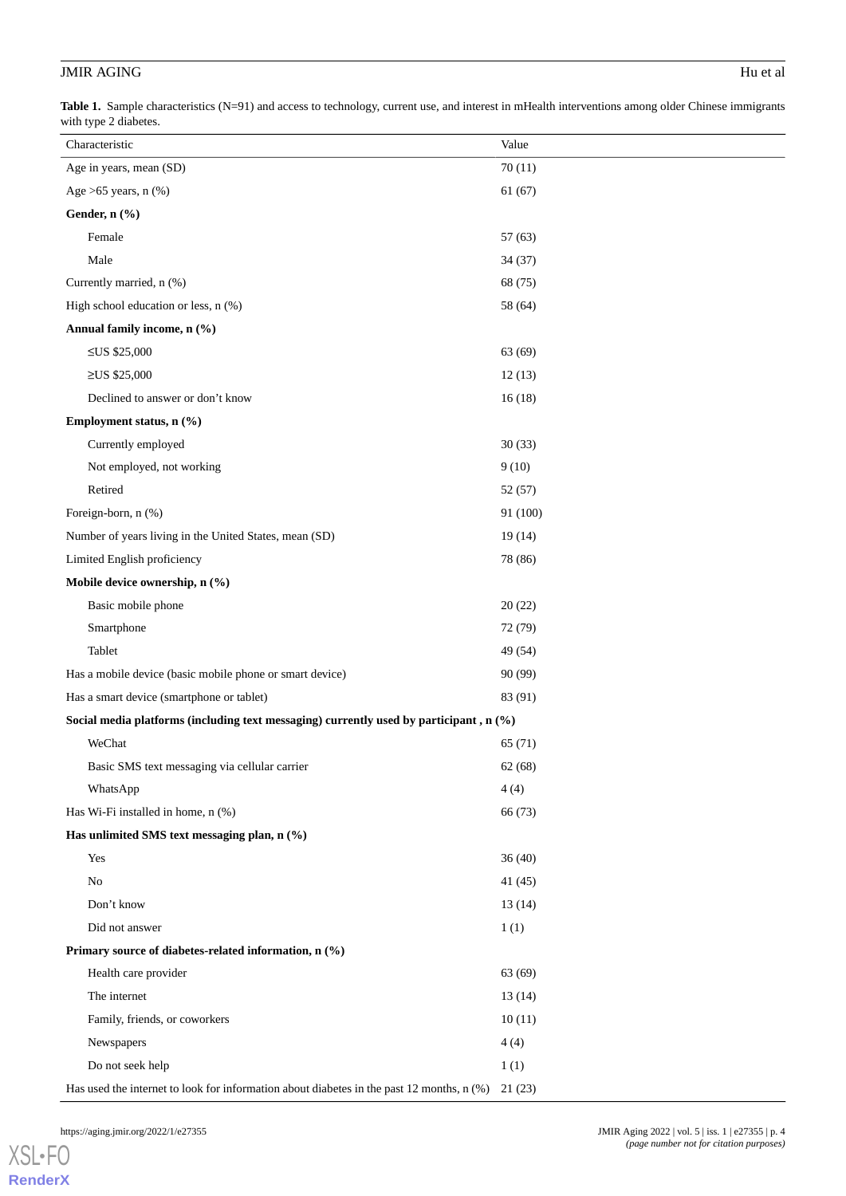**Table 1.** Sample characteristics (N=91) and access to technology, current use, and interest in mHealth interventions among older Chinese immigrants with type 2 diabetes.

| Characteristic | Value |
| --- | --- |
| Age in years, mean (SD) | 70 (11) |
| Age >65 years, n (%) | 61 (67) |
| **Gender, n (%)** | |
| Female | 57 (63) |
| Male | 34 (37) |
| Currently married, n (%) | 68 (75) |
| High school education or less, n (%) | 58 (64) |
| **Annual family income, n (%)** | |
| ≤US $25,000 | 63 (69) |
| ≥US $25,000 | 12 (13) |
| Declined to answer or don't know | 16 (18) |
| **Employment status, n (%)** | |
| Currently employed | 30 (33) |
| Not employed, not working | 9 (10) |
| Retired | 52 (57) |
| Foreign-born, n (%) | 91 (100) |
| Number of years living in the United States, mean (SD) | 19 (14) |
| Limited English proficiency | 78 (86) |
| **Mobile device ownership, n (%)** | |
| Basic mobile phone | 20 (22) |
| Smartphone | 72 (79) |
| Tablet | 49 (54) |
| Has a mobile device (basic mobile phone or smart device) | 90 (99) |
| Has a smart device (smartphone or tablet) | 83 (91) |
| **Social media platforms (including text messaging) currently used by participant , n (%)** | |
| WeChat | 65 (71) |
| Basic SMS text messaging via cellular carrier | 62 (68) |
| WhatsApp | 4 (4) |
| Has Wi-Fi installed in home, n (%) | 66 (73) |
| **Has unlimited SMS text messaging plan, n (%)** | |
| Yes | 36 (40) |
| No | 41 (45) |
| Don't know | 13 (14) |
| Did not answer | 1 (1) |
| **Primary source of diabetes-related information, n (%)** | |
| Health care provider | 63 (69) |
| The internet | 13 (14) |
| Family, friends, or coworkers | 10 (11) |
| Newspapers | 4 (4) |
| Do not seek help | 1 (1) |
| Has used the internet to look for information about diabetes in the past 12 months, n (%) | 21 (23) |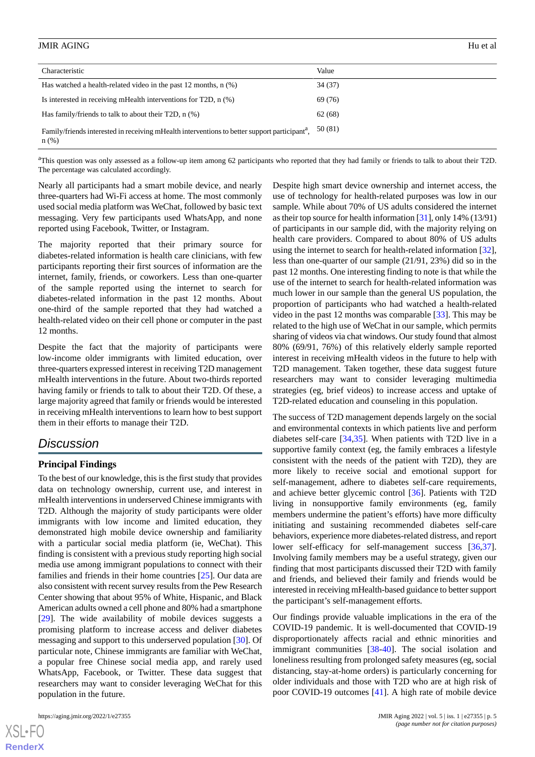| Characteristic | Value |
|---|---|
| Has watched a health-related video in the past 12 months, n (%) | 34 (37) |
| Is interested in receiving mHealth interventions for T2D, n (%) | 69 (76) |
| Has family/friends to talk to about their T2D, n (%) | 62 (68) |
| Family/friends interested in receiving mHealth interventions to better support participant[a], n (%) | 50 (81) |

[a]This question was only assessed as a follow-up item among 62 participants who reported that they had family or friends to talk to about their T2D. The percentage was calculated accordingly.

Nearly all participants had a smart mobile device, and nearly three-quarters had Wi-Fi access at home. The most commonly used social media platform was WeChat, followed by basic text messaging. Very few participants used WhatsApp, and none reported using Facebook, Twitter, or Instagram.

The majority reported that their primary source for diabetes-related information is health care clinicians, with few participants reporting their first sources of information are the internet, family, friends, or coworkers. Less than one-quarter of the sample reported using the internet to search for diabetes-related information in the past 12 months. About one-third of the sample reported that they had watched a health-related video on their cell phone or computer in the past 12 months.

Despite the fact that the majority of participants were low-income older immigrants with limited education, over three-quarters expressed interest in receiving T2D management mHealth interventions in the future. About two-thirds reported having family or friends to talk to about their T2D. Of these, a large majority agreed that family or friends would be interested in receiving mHealth interventions to learn how to best support them in their efforts to manage their T2D.

## Discussion

### Principal Findings

To the best of our knowledge, this is the first study that provides data on technology ownership, current use, and interest in mHealth interventions in underserved Chinese immigrants with T2D. Although the majority of study participants were older immigrants with low income and limited education, they demonstrated high mobile device ownership and familiarity with a particular social media platform (ie, WeChat). This finding is consistent with a previous study reporting high social media use among immigrant populations to connect with their families and friends in their home countries [25]. Our data are also consistent with recent survey results from the Pew Research Center showing that about 95% of White, Hispanic, and Black American adults owned a cell phone and 80% had a smartphone [29]. The wide availability of mobile devices suggests a promising platform to increase access and deliver diabetes messaging and support to this underserved population [30]. Of particular note, Chinese immigrants are familiar with WeChat, a popular free Chinese social media app, and rarely used WhatsApp, Facebook, or Twitter. These data suggest that researchers may want to consider leveraging WeChat for this population in the future.

Despite high smart device ownership and internet access, the use of technology for health-related purposes was low in our sample. While about 70% of US adults considered the internet as their top source for health information [31], only 14% (13/91) of participants in our sample did, with the majority relying on health care providers. Compared to about 80% of US adults using the internet to search for health-related information [32], less than one-quarter of our sample (21/91, 23%) did so in the past 12 months. One interesting finding to note is that while the use of the internet to search for health-related information was much lower in our sample than the general US population, the proportion of participants who had watched a health-related video in the past 12 months was comparable [33]. This may be related to the high use of WeChat in our sample, which permits sharing of videos via chat windows. Our study found that almost 80% (69/91, 76%) of this relatively elderly sample reported interest in receiving mHealth videos in the future to help with T2D management. Taken together, these data suggest future researchers may want to consider leveraging multimedia strategies (eg, brief videos) to increase access and uptake of T2D-related education and counseling in this population.

The success of T2D management depends largely on the social and environmental contexts in which patients live and perform diabetes self-care [34,35]. When patients with T2D live in a supportive family context (eg, the family embraces a lifestyle consistent with the needs of the patient with T2D), they are more likely to receive social and emotional support for self-management, adhere to diabetes self-care requirements, and achieve better glycemic control [36]. Patients with T2D living in nonsupportive family environments (eg, family members undermine the patient's efforts) have more difficulty initiating and sustaining recommended diabetes self-care behaviors, experience more diabetes-related distress, and report lower self-efficacy for self-management success [36,37]. Involving family members may be a useful strategy, given our finding that most participants discussed their T2D with family and friends, and believed their family and friends would be interested in receiving mHealth-based guidance to better support the participant's self-management efforts.

Our findings provide valuable implications in the era of the COVID-19 pandemic. It is well-documented that COVID-19 disproportionately affects racial and ethnic minorities and immigrant communities [38-40]. The social isolation and loneliness resulting from prolonged safety measures (eg, social distancing, stay-at-home orders) is particularly concerning for older individuals and those with T2D who are at high risk of poor COVID-19 outcomes [41]. A high rate of mobile device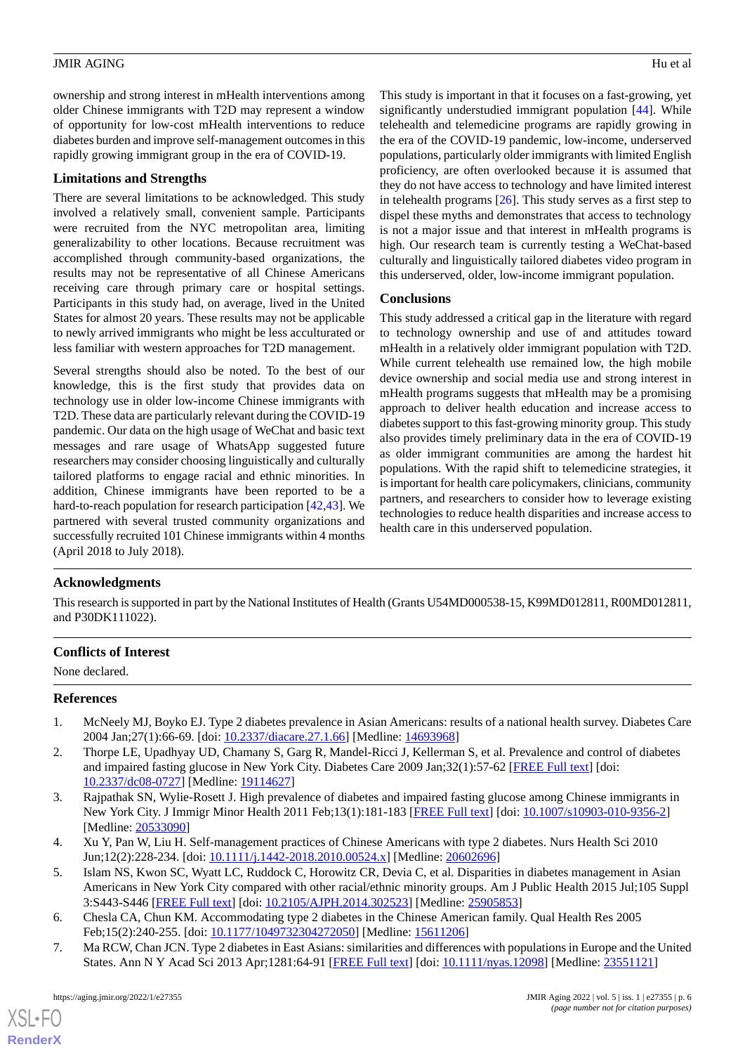ownership and strong interest in mHealth interventions among older Chinese immigrants with T2D may represent a window of opportunity for low-cost mHealth interventions to reduce diabetes burden and improve self-management outcomes in this rapidly growing immigrant group in the era of COVID-19.

### Limitations and Strengths

There are several limitations to be acknowledged. This study involved a relatively small, convenient sample. Participants were recruited from the NYC metropolitan area, limiting generalizability to other locations. Because recruitment was accomplished through community-based organizations, the results may not be representative of all Chinese Americans receiving care through primary care or hospital settings. Participants in this study had, on average, lived in the United States for almost 20 years. These results may not be applicable to newly arrived immigrants who might be less acculturated or less familiar with western approaches for T2D management.

Several strengths should also be noted. To the best of our knowledge, this is the first study that provides data on technology use in older low-income Chinese immigrants with T2D. These data are particularly relevant during the COVID-19 pandemic. Our data on the high usage of WeChat and basic text messages and rare usage of WhatsApp suggested future researchers may consider choosing linguistically and culturally tailored platforms to engage racial and ethnic minorities. In addition, Chinese immigrants have been reported to be a hard-to-reach population for research participation [42,43]. We partnered with several trusted community organizations and successfully recruited 101 Chinese immigrants within 4 months (April 2018 to July 2018).

This study is important in that it focuses on a fast-growing, yet significantly understudied immigrant population [44]. While telehealth and telemedicine programs are rapidly growing in the era of the COVID-19 pandemic, low-income, underserved populations, particularly older immigrants with limited English proficiency, are often overlooked because it is assumed that they do not have access to technology and have limited interest in telehealth programs [26]. This study serves as a first step to dispel these myths and demonstrates that access to technology is not a major issue and that interest in mHealth programs is high. Our research team is currently testing a WeChat-based culturally and linguistically tailored diabetes video program in this underserved, older, low-income immigrant population.

### Conclusions

This study addressed a critical gap in the literature with regard to technology ownership and use of and attitudes toward mHealth in a relatively older immigrant population with T2D. While current telehealth use remained low, the high mobile device ownership and social media use and strong interest in mHealth programs suggests that mHealth may be a promising approach to deliver health education and increase access to diabetes support to this fast-growing minority group. This study also provides timely preliminary data in the era of COVID-19 as older immigrant communities are among the hardest hit populations. With the rapid shift to telemedicine strategies, it is important for health care policymakers, clinicians, community partners, and researchers to consider how to leverage existing technologies to reduce health disparities and increase access to health care in this underserved population.

## Acknowledgments

This research is supported in part by the National Institutes of Health (Grants U54MD000538-15, K99MD012811, R00MD012811, and P30DK111022).

## Conflicts of Interest

None declared.

## References

1. McNeely MJ, Boyko EJ. Type 2 diabetes prevalence in Asian Americans: results of a national health survey. Diabetes Care 2004 Jan;27(1):66-69. [doi: 10.2337/diacare.27.1.66] [Medline: 14693968]
2. Thorpe LE, Upadhyay UD, Chamany S, Garg R, Mandel-Ricci J, Kellerman S, et al. Prevalence and control of diabetes and impaired fasting glucose in New York City. Diabetes Care 2009 Jan;32(1):57-62 [FREE Full text] [doi: 10.2337/dc08-0727] [Medline: 19114627]
3. Rajpathak SN, Wylie-Rosett J. High prevalence of diabetes and impaired fasting glucose among Chinese immigrants in New York City. J Immigr Minor Health 2011 Feb;13(1):181-183 [FREE Full text] [doi: 10.1007/s10903-010-9356-2] [Medline: 20533090]
4. Xu Y, Pan W, Liu H. Self-management practices of Chinese Americans with type 2 diabetes. Nurs Health Sci 2010 Jun;12(2):228-234. [doi: 10.1111/j.1442-2018.2010.00524.x] [Medline: 20602696]
5. Islam NS, Kwon SC, Wyatt LC, Ruddock C, Horowitz CR, Devia C, et al. Disparities in diabetes management in Asian Americans in New York City compared with other racial/ethnic minority groups. Am J Public Health 2015 Jul;105 Suppl 3:S443-S446 [FREE Full text] [doi: 10.2105/AJPH.2014.302523] [Medline: 25905853]
6. Chesla CA, Chun KM. Accommodating type 2 diabetes in the Chinese American family. Qual Health Res 2005 Feb;15(2):240-255. [doi: 10.1177/1049732304272050] [Medline: 15611206]
7. Ma RCW, Chan JCN. Type 2 diabetes in East Asians: similarities and differences with populations in Europe and the United States. Ann N Y Acad Sci 2013 Apr;1281:64-91 [FREE Full text] [doi: 10.1111/nyas.12098] [Medline: 23551121]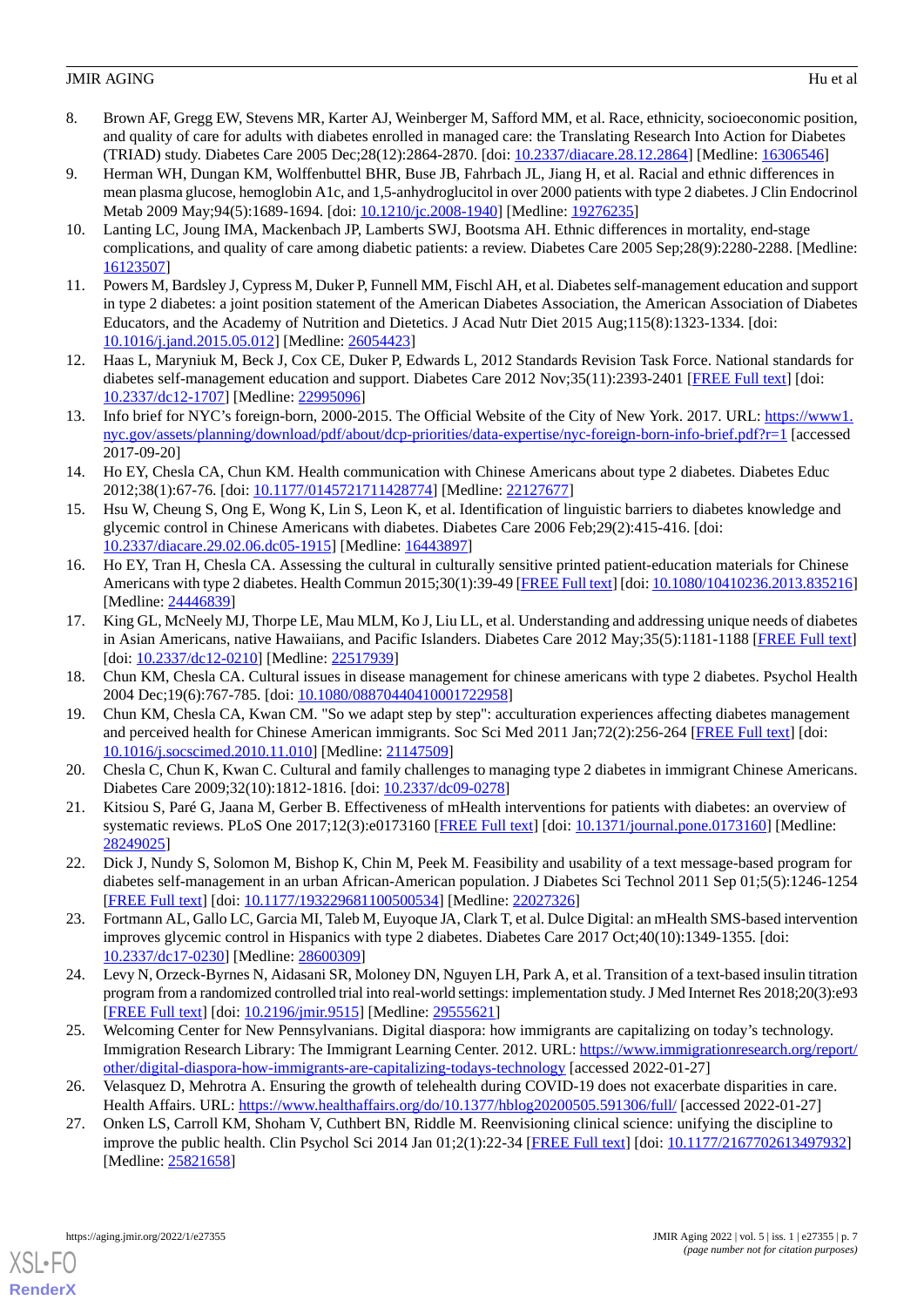8. Brown AF, Gregg EW, Stevens MR, Karter AJ, Weinberger M, Safford MM, et al. Race, ethnicity, socioeconomic position, and quality of care for adults with diabetes enrolled in managed care: the Translating Research Into Action for Diabetes (TRIAD) study. Diabetes Care 2005 Dec;28(12):2864-2870. [doi: 10.2337/diacare.28.12.2864] [Medline: 16306546]
9. Herman WH, Dungan KM, Wolffenbuttel BHR, Buse JB, Fahrbach JL, Jiang H, et al. Racial and ethnic differences in mean plasma glucose, hemoglobin A1c, and 1,5-anhydroglucitol in over 2000 patients with type 2 diabetes. J Clin Endocrinol Metab 2009 May;94(5):1689-1694. [doi: 10.1210/jc.2008-1940] [Medline: 19276235]
10. Lanting LC, Joung IMA, Mackenbach JP, Lamberts SWJ, Bootsma AH. Ethnic differences in mortality, end-stage complications, and quality of care among diabetic patients: a review. Diabetes Care 2005 Sep;28(9):2280-2288. [Medline: 16123507]
11. Powers M, Bardsley J, Cypress M, Duker P, Funnell MM, Fischl AH, et al. Diabetes self-management education and support in type 2 diabetes: a joint position statement of the American Diabetes Association, the American Association of Diabetes Educators, and the Academy of Nutrition and Dietetics. J Acad Nutr Diet 2015 Aug;115(8):1323-1334. [doi: 10.1016/j.jand.2015.05.012] [Medline: 26054423]
12. Haas L, Maryniuk M, Beck J, Cox CE, Duker P, Edwards L, 2012 Standards Revision Task Force. National standards for diabetes self-management education and support. Diabetes Care 2012 Nov;35(11):2393-2401 [FREE Full text] [doi: 10.2337/dc12-1707] [Medline: 22995096]
13. Info brief for NYC's foreign-born, 2000-2015. The Official Website of the City of New York. 2017. URL: https://www1.nyc.gov/assets/planning/download/pdf/about/dcp-priorities/data-expertise/nyc-foreign-born-info-brief.pdf?r=1 [accessed 2017-09-20]
14. Ho EY, Chesla CA, Chun KM. Health communication with Chinese Americans about type 2 diabetes. Diabetes Educ 2012;38(1):67-76. [doi: 10.1177/0145721711428774] [Medline: 22127677]
15. Hsu W, Cheung S, Ong E, Wong K, Lin S, Leon K, et al. Identification of linguistic barriers to diabetes knowledge and glycemic control in Chinese Americans with diabetes. Diabetes Care 2006 Feb;29(2):415-416. [doi: 10.2337/diacare.29.02.06.dc05-1915] [Medline: 16443897]
16. Ho EY, Tran H, Chesla CA. Assessing the cultural in culturally sensitive printed patient-education materials for Chinese Americans with type 2 diabetes. Health Commun 2015;30(1):39-49 [FREE Full text] [doi: 10.1080/10410236.2013.835216] [Medline: 24446839]
17. King GL, McNeely MJ, Thorpe LE, Mau MLM, Ko J, Liu LL, et al. Understanding and addressing unique needs of diabetes in Asian Americans, native Hawaiians, and Pacific Islanders. Diabetes Care 2012 May;35(5):1181-1188 [FREE Full text] [doi: 10.2337/dc12-0210] [Medline: 22517939]
18. Chun KM, Chesla CA. Cultural issues in disease management for chinese americans with type 2 diabetes. Psychol Health 2004 Dec;19(6):767-785. [doi: 10.1080/08870440410001722958]
19. Chun KM, Chesla CA, Kwan CM. "So we adapt step by step": acculturation experiences affecting diabetes management and perceived health for Chinese American immigrants. Soc Sci Med 2011 Jan;72(2):256-264 [FREE Full text] [doi: 10.1016/j.socscimed.2010.11.010] [Medline: 21147509]
20. Chesla C, Chun K, Kwan C. Cultural and family challenges to managing type 2 diabetes in immigrant Chinese Americans. Diabetes Care 2009;32(10):1812-1816. [doi: 10.2337/dc09-0278]
21. Kitsiou S, Paré G, Jaana M, Gerber B. Effectiveness of mHealth interventions for patients with diabetes: an overview of systematic reviews. PLoS One 2017;12(3):e0173160 [FREE Full text] [doi: 10.1371/journal.pone.0173160] [Medline: 28249025]
22. Dick J, Nundy S, Solomon M, Bishop K, Chin M, Peek M. Feasibility and usability of a text message-based program for diabetes self-management in an urban African-American population. J Diabetes Sci Technol 2011 Sep 01;5(5):1246-1254 [FREE Full text] [doi: 10.1177/193229681100500534] [Medline: 22027326]
23. Fortmann AL, Gallo LC, Garcia MI, Taleb M, Euyoque JA, Clark T, et al. Dulce Digital: an mHealth SMS-based intervention improves glycemic control in Hispanics with type 2 diabetes. Diabetes Care 2017 Oct;40(10):1349-1355. [doi: 10.2337/dc17-0230] [Medline: 28600309]
24. Levy N, Orzeck-Byrnes N, Aidasani SR, Moloney DN, Nguyen LH, Park A, et al. Transition of a text-based insulin titration program from a randomized controlled trial into real-world settings: implementation study. J Med Internet Res 2018;20(3):e93 [FREE Full text] [doi: 10.2196/jmir.9515] [Medline: 29555621]
25. Welcoming Center for New Pennsylvanians. Digital diaspora: how immigrants are capitalizing on today's technology. Immigration Research Library: The Immigrant Learning Center. 2012. URL: https://www.immigrationresearch.org/report/other/digital-diaspora-how-immigrants-are-capitalizing-todays-technology [accessed 2022-01-27]
26. Velasquez D, Mehrotra A. Ensuring the growth of telehealth during COVID-19 does not exacerbate disparities in care. Health Affairs. URL: https://www.healthaffairs.org/do/10.1377/hblog20200505.591306/full/ [accessed 2022-01-27]
27. Onken LS, Carroll KM, Shoham V, Cuthbert BN, Riddle M. Reenvisioning clinical science: unifying the discipline to improve the public health. Clin Psychol Sci 2014 Jan 01;2(1):22-34 [FREE Full text] [doi: 10.1177/2167702613497932] [Medline: 25821658]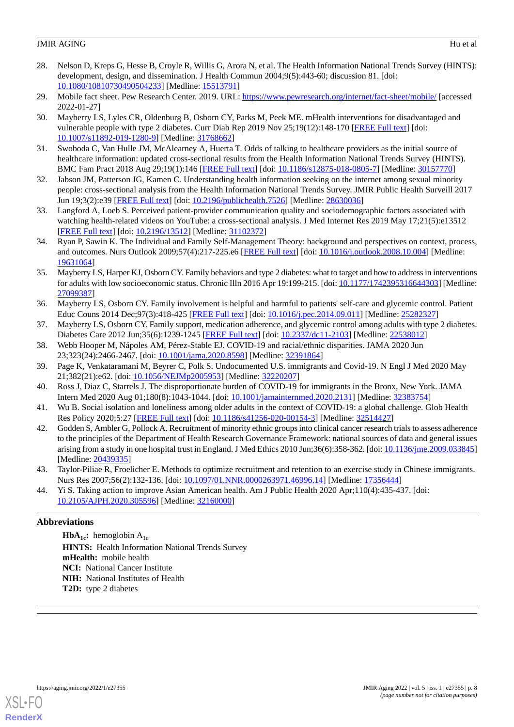28. Nelson D, Kreps G, Hesse B, Croyle R, Willis G, Arora N, et al. The Health Information National Trends Survey (HINTS): development, design, and dissemination. J Health Commun 2004;9(5):443-60; discussion 81. [doi: 10.1080/10810730490504233] [Medline: 15513791]
29. Mobile fact sheet. Pew Research Center. 2019. URL: https://www.pewresearch.org/internet/fact-sheet/mobile/ [accessed 2022-01-27]
30. Mayberry LS, Lyles CR, Oldenburg B, Osborn CY, Parks M, Peek ME. mHealth interventions for disadvantaged and vulnerable people with type 2 diabetes. Curr Diab Rep 2019 Nov 25;19(12):148-170 [FREE Full text] [doi: 10.1007/s11892-019-1280-9] [Medline: 31768662]
31. Swoboda C, Van Hulle JM, McAlearney A, Huerta T. Odds of talking to healthcare providers as the initial source of healthcare information: updated cross-sectional results from the Health Information National Trends Survey (HINTS). BMC Fam Pract 2018 Aug 29;19(1):146 [FREE Full text] [doi: 10.1186/s12875-018-0805-7] [Medline: 30157770]
32. Jabson JM, Patterson JG, Kamen C. Understanding health information seeking on the internet among sexual minority people: cross-sectional analysis from the Health Information National Trends Survey. JMIR Public Health Surveill 2017 Jun 19;3(2):e39 [FREE Full text] [doi: 10.2196/publichealth.7526] [Medline: 28630036]
33. Langford A, Loeb S. Perceived patient-provider communication quality and sociodemographic factors associated with watching health-related videos on YouTube: a cross-sectional analysis. J Med Internet Res 2019 May 17;21(5):e13512 [FREE Full text] [doi: 10.2196/13512] [Medline: 31102372]
34. Ryan P, Sawin K. The Individual and Family Self-Management Theory: background and perspectives on context, process, and outcomes. Nurs Outlook 2009;57(4):217-225.e6 [FREE Full text] [doi: 10.1016/j.outlook.2008.10.004] [Medline: 19631064]
35. Mayberry LS, Harper KJ, Osborn CY. Family behaviors and type 2 diabetes: what to target and how to address in interventions for adults with low socioeconomic status. Chronic Illn 2016 Apr 19:199-215. [doi: 10.1177/1742395316644303] [Medline: 27099387]
36. Mayberry LS, Osborn CY. Family involvement is helpful and harmful to patients' self-care and glycemic control. Patient Educ Couns 2014 Dec;97(3):418-425 [FREE Full text] [doi: 10.1016/j.pec.2014.09.011] [Medline: 25282327]
37. Mayberry LS, Osborn CY. Family support, medication adherence, and glycemic control among adults with type 2 diabetes. Diabetes Care 2012 Jun;35(6):1239-1245 [FREE Full text] [doi: 10.2337/dc11-2103] [Medline: 22538012]
38. Webb Hooper M, Nápoles AM, Pérez-Stable EJ. COVID-19 and racial/ethnic disparities. JAMA 2020 Jun 23;323(24):2466-2467. [doi: 10.1001/jama.2020.8598] [Medline: 32391864]
39. Page K, Venkataramani M, Beyrer C, Polk S. Undocumented U.S. immigrants and Covid-19. N Engl J Med 2020 May 21;382(21):e62. [doi: 10.1056/NEJMp2005953] [Medline: 32220207]
40. Ross J, Diaz C, Starrels J. The disproportionate burden of COVID-19 for immigrants in the Bronx, New York. JAMA Intern Med 2020 Aug 01;180(8):1043-1044. [doi: 10.1001/jamainternmed.2020.2131] [Medline: 32383754]
41. Wu B. Social isolation and loneliness among older adults in the context of COVID-19: a global challenge. Glob Health Res Policy 2020;5:27 [FREE Full text] [doi: 10.1186/s41256-020-00154-3] [Medline: 32514427]
42. Godden S, Ambler G, Pollock A. Recruitment of minority ethnic groups into clinical cancer research trials to assess adherence to the principles of the Department of Health Research Governance Framework: national sources of data and general issues arising from a study in one hospital trust in England. J Med Ethics 2010 Jun;36(6):358-362. [doi: 10.1136/jme.2009.033845] [Medline: 20439335]
43. Taylor-Piliae R, Froelicher E. Methods to optimize recruitment and retention to an exercise study in Chinese immigrants. Nurs Res 2007;56(2):132-136. [doi: 10.1097/01.NNR.0000263971.46996.14] [Medline: 17356444]
44. Yi S. Taking action to improve Asian American health. Am J Public Health 2020 Apr;110(4):435-437. [doi: 10.2105/AJPH.2020.305596] [Medline: 32160000]

## Abbreviations

**$HbA_{1c}$:** hemoglobin $A_{1c}$
**HINTS:** Health Information National Trends Survey
**mHealth:** mobile health
**NCI:** National Cancer Institute
**NIH:** National Institutes of Health
**T2D:** type 2 diabetes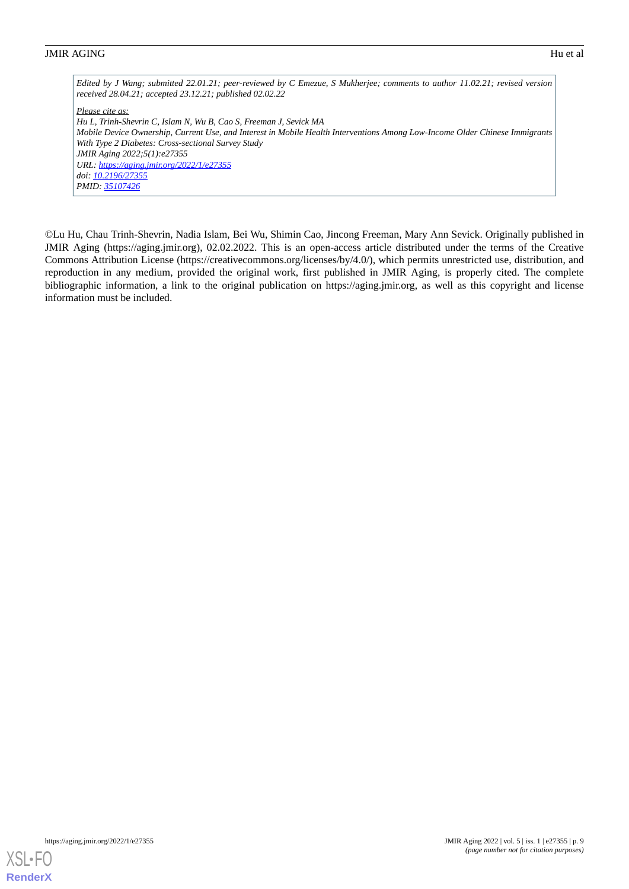*Edited by J Wang; submitted 22.01.21; peer-reviewed by C Emezue, S Mukherjee; comments to author 11.02.21; revised version received 28.04.21; accepted 23.12.21; published 02.02.22*

*Please cite as:*
*Hu L, Trinh-Shevrin C, Islam N, Wu B, Cao S, Freeman J, Sevick MA*
*Mobile Device Ownership, Current Use, and Interest in Mobile Health Interventions Among Low-Income Older Chinese Immigrants With Type 2 Diabetes: Cross-sectional Survey Study*
*JMIR Aging 2022;5(1):e27355*
*URL: https://aging.jmir.org/2022/1/e27355*
*doi: 10.2196/27355*
*PMID: 35107426*

©Lu Hu, Chau Trinh-Shevrin, Nadia Islam, Bei Wu, Shimin Cao, Jincong Freeman, Mary Ann Sevick. Originally published in JMIR Aging (https://aging.jmir.org), 02.02.2022. This is an open-access article distributed under the terms of the Creative Commons Attribution License (https://creativecommons.org/licenses/by/4.0/), which permits unrestricted use, distribution, and reproduction in any medium, provided the original work, first published in JMIR Aging, is properly cited. The complete bibliographic information, a link to the original publication on https://aging.jmir.org, as well as this copyright and license information must be included.